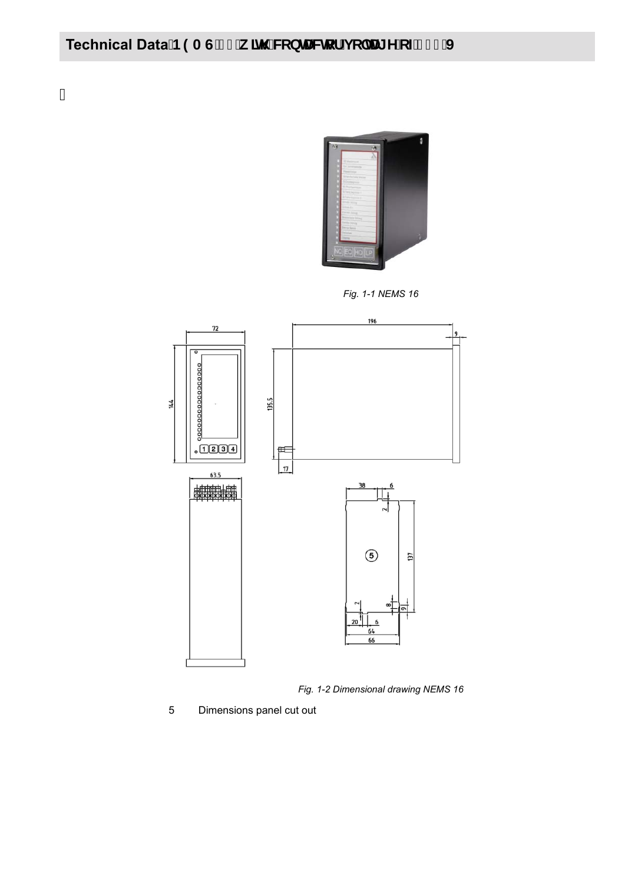# Technical Data 1 ( 0 6 Z LWK FRQWDFW RU YROWDJH RI 9

*Fig. 1-1 NEMS 16*

*Fig. 1-2 Dimensional drawing NEMS 16*

5 Dimensions panel cut out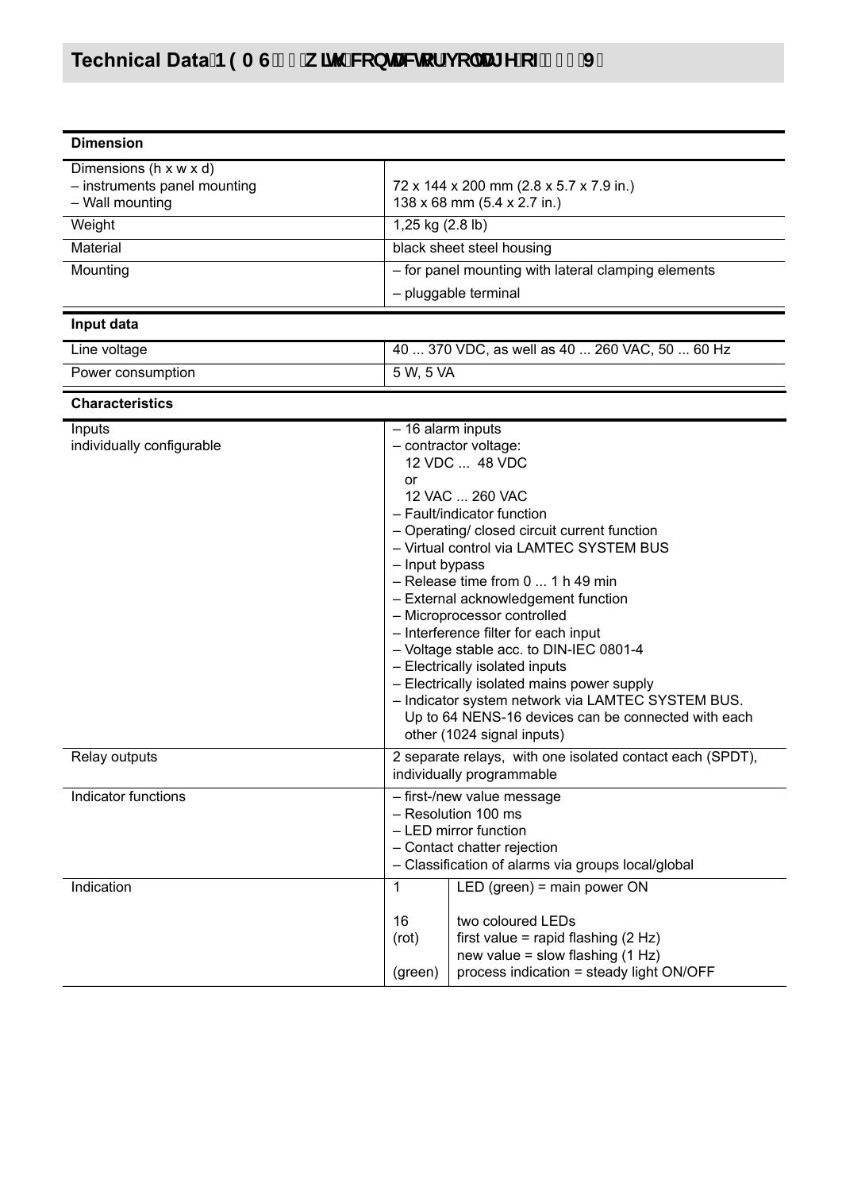# Technical Data 1 ( 0 6   Z LWK FRQWDFWRUYROWDJH RI    9

| **Dimension** | |
|---|---|
| Dimensions (h x w x d)<br>– instruments panel mounting<br>– Wall mounting | <br>72 x 144 x 200 mm (2.8 x 5.7 x 7.9 in.)<br>138 x 68 mm (5.4 x 2.7 in.) |
| Weight | 1,25 kg (2.8 lb) |
| Material | black sheet steel housing |
| Mounting | – for panel mounting with lateral clamping elements<br>– pluggable terminal |

| **Input data** | |
|---|---|
| Line voltage | 40 ... 370 VDC, as well as 40 ... 260 VAC, 50 ... 60 Hz |
| Power consumption | 5 W, 5 VA |

| **Characteristics** | | |
|---|---|---|
| Inputs<br>individually configurable | – 16 alarm inputs<br>– contractor voltage:<br>12 VDC ... 48 VDC<br>or<br>12 VAC ... 260 VAC<br>– Fault/indicator function<br>– Operating/ closed circuit current function<br>– Virtual control via LAMTEC SYSTEM BUS<br>– Input bypass<br>– Release time from 0 ... 1 h 49 min<br>– External acknowledgement function<br>– Microprocessor controlled<br>– Interference filter for each input<br>– Voltage stable acc. to DIN-IEC 0801-4<br>– Electrically isolated inputs<br>– Electrically isolated mains power supply<br>– Indicator system network via LAMTEC SYSTEM BUS.<br>Up to 64 NENS-16 devices can be connected with each other (1024 signal inputs) | |
| Relay outputs | 2 separate relays, with one isolated contact each (SPDT), individually programmable | |
| Indicator functions | – first-/new value message<br>– Resolution 100 ms<br>– LED mirror function<br>– Contact chatter rejection<br>– Classification of alarms via groups local/global | |
| Indication | 1 | LED (green) = main power ON |
| | 16<br>(rot)<br><br>(green) | two coloured LEDs<br>first value = rapid flashing (2 Hz)<br>new value = slow flashing (1 Hz)<br>process indication = steady light ON/OFF |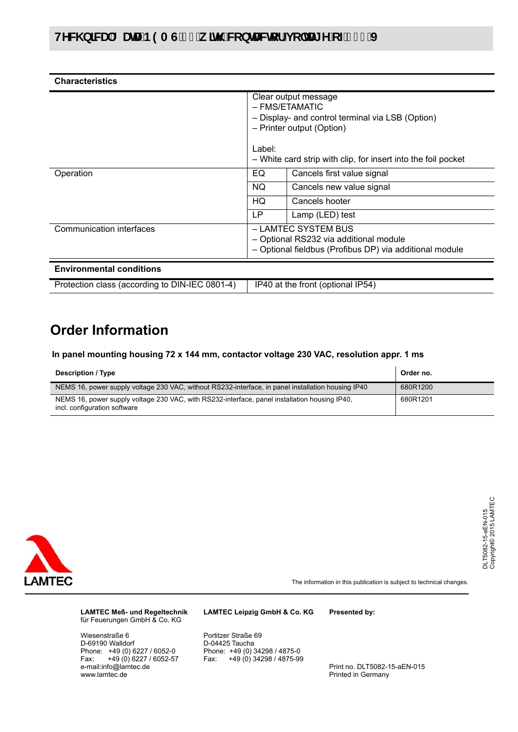## Characteristics

| | | |
|---|---|---|
| | Clear output message<br>– FMS/ETAMATIC<br>– Display- and control terminal via LSB (Option)<br>– Printer output (Option)<br><br>Label:<br>– White card strip with clip, for insert into the foil pocket | |
| Operation | EQ | Cancels first value signal |
| | NQ | Cancels new value signal |
| | HQ | Cancels hooter |
| | LP | Lamp (LED) test |
| Communication interfaces | – LAMTEC SYSTEM BUS<br>– Optional RS232 via additional module<br>– Optional fieldbus (Profibus DP) via additional module | |

## Environmental conditions

| | |
|---|---|
| Protection class (according to DIN-IEC 0801-4) | IP40 at the front (optional IP54) |

# Order Information

**In panel mounting housing 72 x 144 mm, contactor voltage 230 VAC, resolution appr. 1 ms**

| Description / Type | Order no. |
|---|---|
| NEMS 16, power supply voltage 230 VAC, without RS232-interface, in panel installation housing IP40 | 680R1200 |
| NEMS 16, power supply voltage 230 VAC, with RS232-interface, panel installation housing IP40, incl. configuration software | 680R1201 |

DLT5082-15-aEN-015
Copyright© 2015 LAMTEC

LAMTEC

The information in this publication is subject to technical changes.

**LAMTEC Meß- und Regeltechnik**
für Feuerungen GmbH & Co. KG

Wiesenstraße 6
D-69190 Walldorf
Phone: +49 (0) 6227 / 6052-0
Fax: +49 (0) 6227 / 6052-57
e-mail:info@lamtec.de
www.lamtec.de

**LAMTEC Leipzig GmbH & Co. KG**

Portitzer Straße 69
D-04425 Taucha
Phone: +49 (0) 34298 / 4875-0
Fax: +49 (0) 34298 / 4875-99

**Presented by:**

Print no. DLT5082-15-aEN-015
Printed in Germany